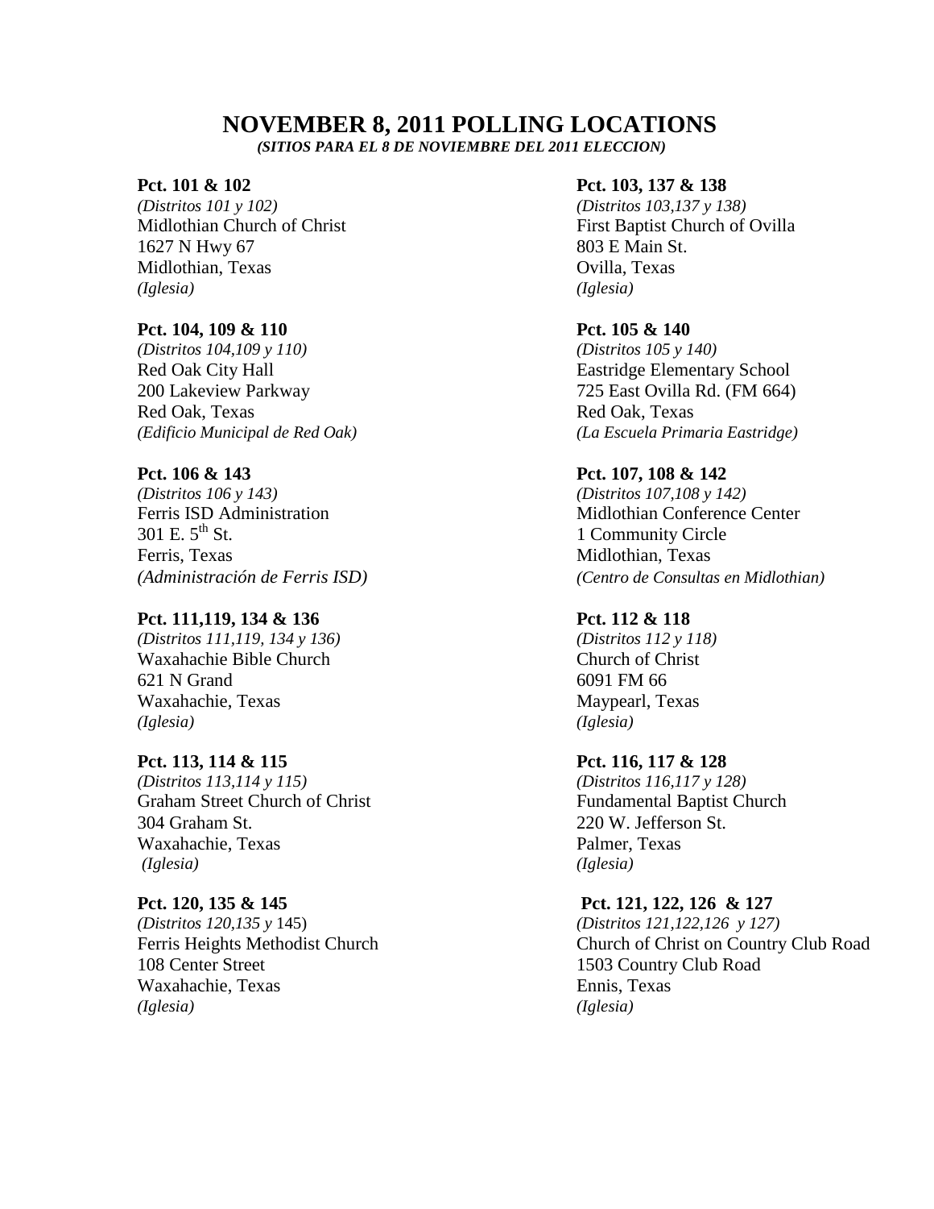# NOVEMBER 8, 2011 POLLING LOCATIONS

***(SITIOS PARA EL 8 DE NOVIEMBRE DEL 2011 ELECCION)***

**Pct. 101 & 102**
*(Distritos 101 y 102)*
Midlothian Church of Christ
1627 N Hwy 67
Midlothian, Texas
*(Iglesia)*

**Pct. 103, 137 & 138**
*(Distritos 103,137 y 138)*
First Baptist Church of Ovilla
803 E Main St.
Ovilla, Texas
*(Iglesia)*

**Pct. 104, 109 & 110**
*(Distritos 104,109 y 110)*
Red Oak City Hall
200 Lakeview Parkway
Red Oak, Texas
*(Edificio Municipal de Red Oak)*

**Pct. 105 & 140**
*(Distritos 105 y 140)*
Eastridge Elementary School
725 East Ovilla Rd. (FM 664)
Red Oak, Texas
*(La Escuela Primaria Eastridge)*

**Pct. 106 & 143**
*(Distritos 106 y 143)*
Ferris ISD Administration
301 E. 5th St.
Ferris, Texas
*(Administración de Ferris ISD)*

**Pct. 107, 108 & 142**
*(Distritos 107,108 y 142)*
Midlothian Conference Center
1 Community Circle
Midlothian, Texas
*(Centro de Consultas en Midlothian)*

**Pct. 111,119, 134 & 136**
*(Distritos 111,119, 134 y 136)*
Waxahachie Bible Church
621 N Grand
Waxahachie, Texas
*(Iglesia)*

**Pct. 112 & 118**
*(Distritos 112 y 118)*
Church of Christ
6091 FM 66
Maypearl, Texas
*(Iglesia)*

**Pct. 113, 114 & 115**
*(Distritos 113,114 y 115)*
Graham Street Church of Christ
304 Graham St.
Waxahachie, Texas
*(Iglesia)*

**Pct. 116, 117 & 128**
*(Distritos 116,117 y 128)*
Fundamental Baptist Church
220 W. Jefferson St.
Palmer, Texas
*(Iglesia)*

**Pct. 120, 135 & 145**
*(Distritos 120,135 y* 145)
Ferris Heights Methodist Church
108 Center Street
Waxahachie, Texas
*(Iglesia)*

**Pct. 121, 122, 126 & 127**
*(Distritos 121,122,126 y 127)*
Church of Christ on Country Club Road
1503 Country Club Road
Ennis, Texas
*(Iglesia)*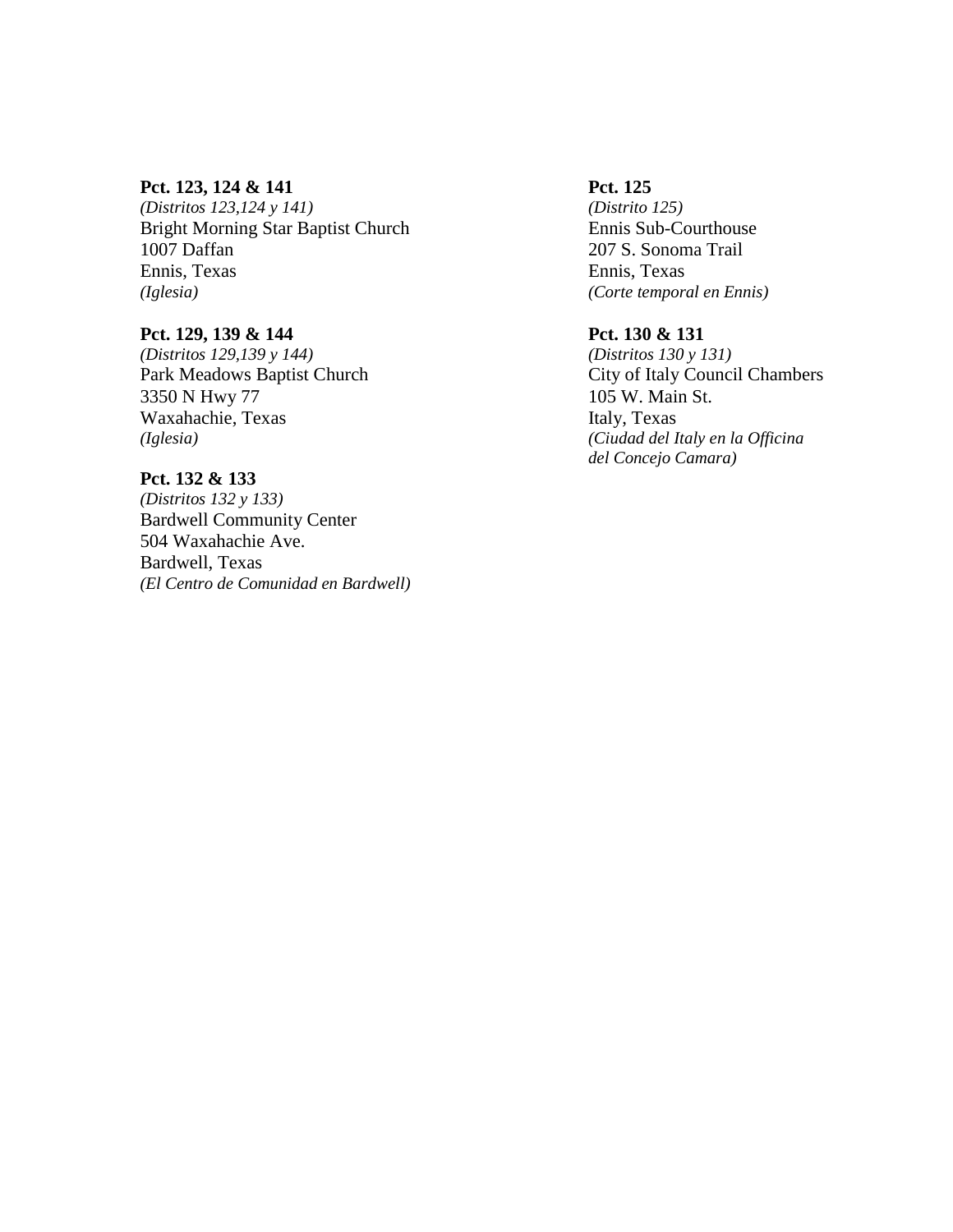**Pct. 123, 124 & 141**
*(Distritos 123,124 y 141)*
Bright Morning Star Baptist Church
1007 Daffan
Ennis, Texas
*(Iglesia)*

**Pct. 129, 139 & 144**
*(Distritos 129,139 y 144)*
Park Meadows Baptist Church
3350 N Hwy 77
Waxahachie, Texas
*(Iglesia)*

**Pct. 132 & 133**
*(Distritos 132 y 133)*
Bardwell Community Center
504 Waxahachie Ave.
Bardwell, Texas
*(El Centro de Comunidad en Bardwell)*

**Pct. 125**
*(Distrito 125)*
Ennis Sub-Courthouse
207 S. Sonoma Trail
Ennis, Texas
*(Corte temporal en Ennis)*

**Pct. 130 & 131**
*(Distritos 130 y 131)*
City of Italy Council Chambers
105 W. Main St.
Italy, Texas
*(Ciudad del Italy en la Officina del Concejo Camara)*